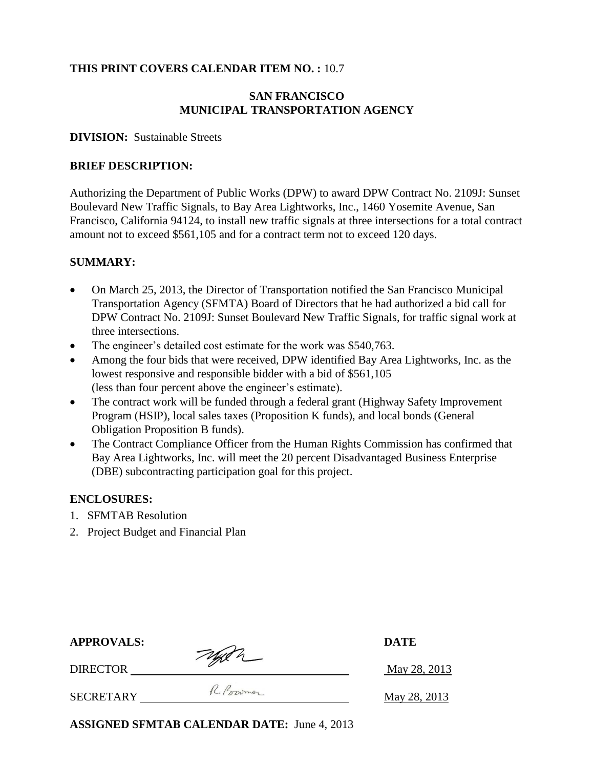**THIS PRINT COVERS CALENDAR ITEM NO. :** 10.7

**SAN FRANCISCO**
**MUNICIPAL TRANSPORTATION AGENCY**

**DIVISION:** Sustainable Streets

**BRIEF DESCRIPTION:**

Authorizing the Department of Public Works (DPW) to award DPW Contract No. 2109J: Sunset Boulevard New Traffic Signals, to Bay Area Lightworks, Inc., 1460 Yosemite Avenue, San Francisco, California 94124, to install new traffic signals at three intersections for a total contract amount not to exceed $561,105 and for a contract term not to exceed 120 days.

**SUMMARY:**

- On March 25, 2013, the Director of Transportation notified the San Francisco Municipal Transportation Agency (SFMTA) Board of Directors that he had authorized a bid call for DPW Contract No. 2109J: Sunset Boulevard New Traffic Signals, for traffic signal work at three intersections.
- The engineer's detailed cost estimate for the work was $540,763.
- Among the four bids that were received, DPW identified Bay Area Lightworks, Inc. as the lowest responsive and responsible bidder with a bid of $561,105 (less than four percent above the engineer's estimate).
- The contract work will be funded through a federal grant (Highway Safety Improvement Program (HSIP), local sales taxes (Proposition K funds), and local bonds (General Obligation Proposition B funds).
- The Contract Compliance Officer from the Human Rights Commission has confirmed that Bay Area Lightworks, Inc. will meet the 20 percent Disadvantaged Business Enterprise (DBE) subcontracting participation goal for this project.

**ENCLOSURES:**

1. SFMTAB Resolution
2. Project Budget and Financial Plan

| **APPROVALS:** | | **DATE** |
|---|---|---|
| DIRECTOR | [signature] | May 28, 2013 |
| SECRETARY | R. Boomer | May 28, 2013 |

**ASSIGNED SFMTAB CALENDAR DATE:** June 4, 2013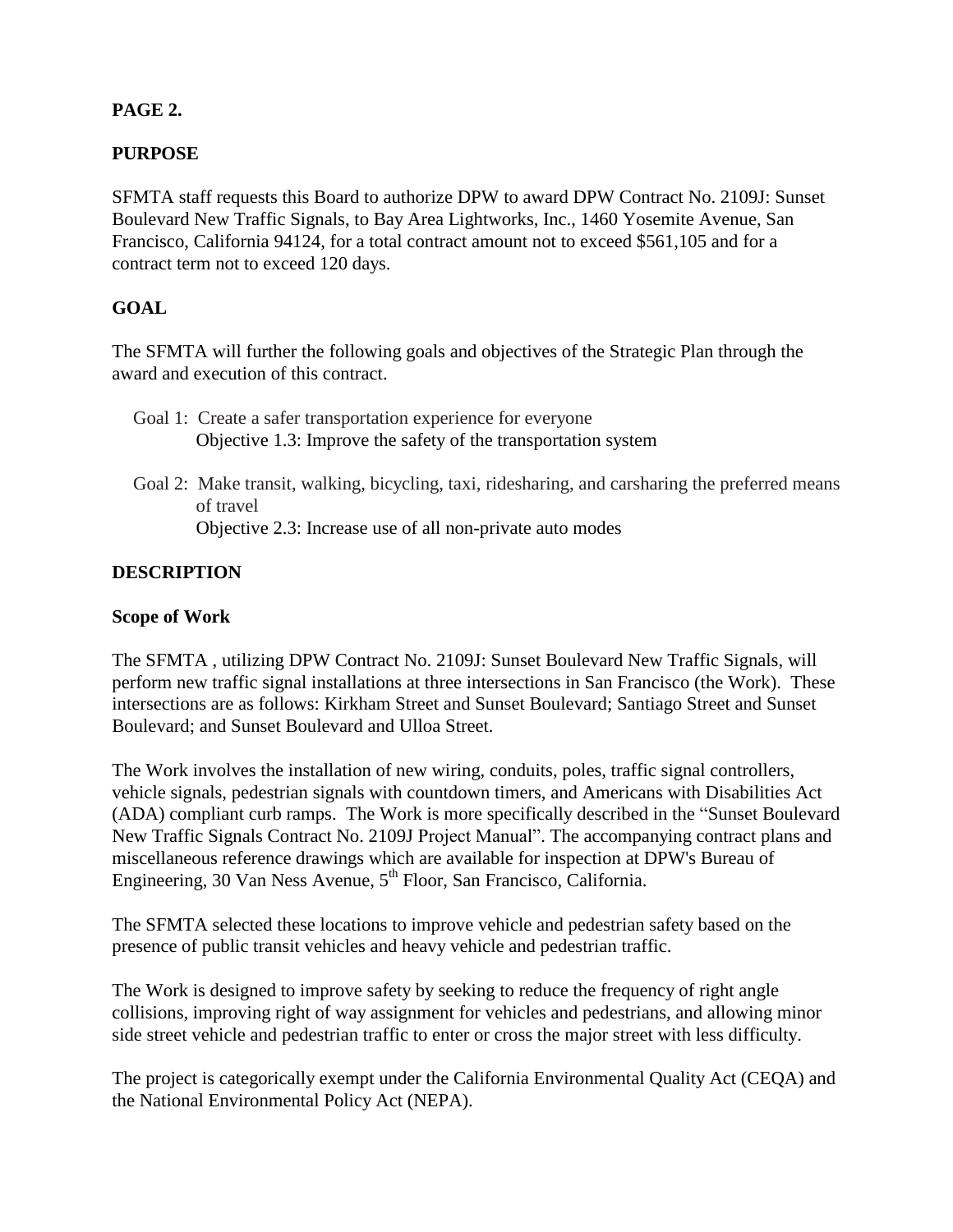**PAGE 2.**

**PURPOSE**

SFMTA staff requests this Board to authorize DPW to award DPW Contract No. 2109J: Sunset Boulevard New Traffic Signals, to Bay Area Lightworks, Inc., 1460 Yosemite Avenue, San Francisco, California 94124, for a total contract amount not to exceed $561,105 and for a contract term not to exceed 120 days.

**GOAL**

The SFMTA will further the following goals and objectives of the Strategic Plan through the award and execution of this contract.

Goal 1: Create a safer transportation experience for everyone
Objective 1.3: Improve the safety of the transportation system

Goal 2: Make transit, walking, bicycling, taxi, ridesharing, and carsharing the preferred means of travel
Objective 2.3: Increase use of all non-private auto modes

**DESCRIPTION**

**Scope of Work**

The SFMTA , utilizing DPW Contract No. 2109J: Sunset Boulevard New Traffic Signals, will perform new traffic signal installations at three intersections in San Francisco (the Work). These intersections are as follows: Kirkham Street and Sunset Boulevard; Santiago Street and Sunset Boulevard; and Sunset Boulevard and Ulloa Street.

The Work involves the installation of new wiring, conduits, poles, traffic signal controllers, vehicle signals, pedestrian signals with countdown timers, and Americans with Disabilities Act (ADA) compliant curb ramps. The Work is more specifically described in the "Sunset Boulevard New Traffic Signals Contract No. 2109J Project Manual". The accompanying contract plans and miscellaneous reference drawings which are available for inspection at DPW's Bureau of Engineering, 30 Van Ness Avenue, 5th Floor, San Francisco, California.

The SFMTA selected these locations to improve vehicle and pedestrian safety based on the presence of public transit vehicles and heavy vehicle and pedestrian traffic.

The Work is designed to improve safety by seeking to reduce the frequency of right angle collisions, improving right of way assignment for vehicles and pedestrians, and allowing minor side street vehicle and pedestrian traffic to enter or cross the major street with less difficulty.

The project is categorically exempt under the California Environmental Quality Act (CEQA) and the National Environmental Policy Act (NEPA).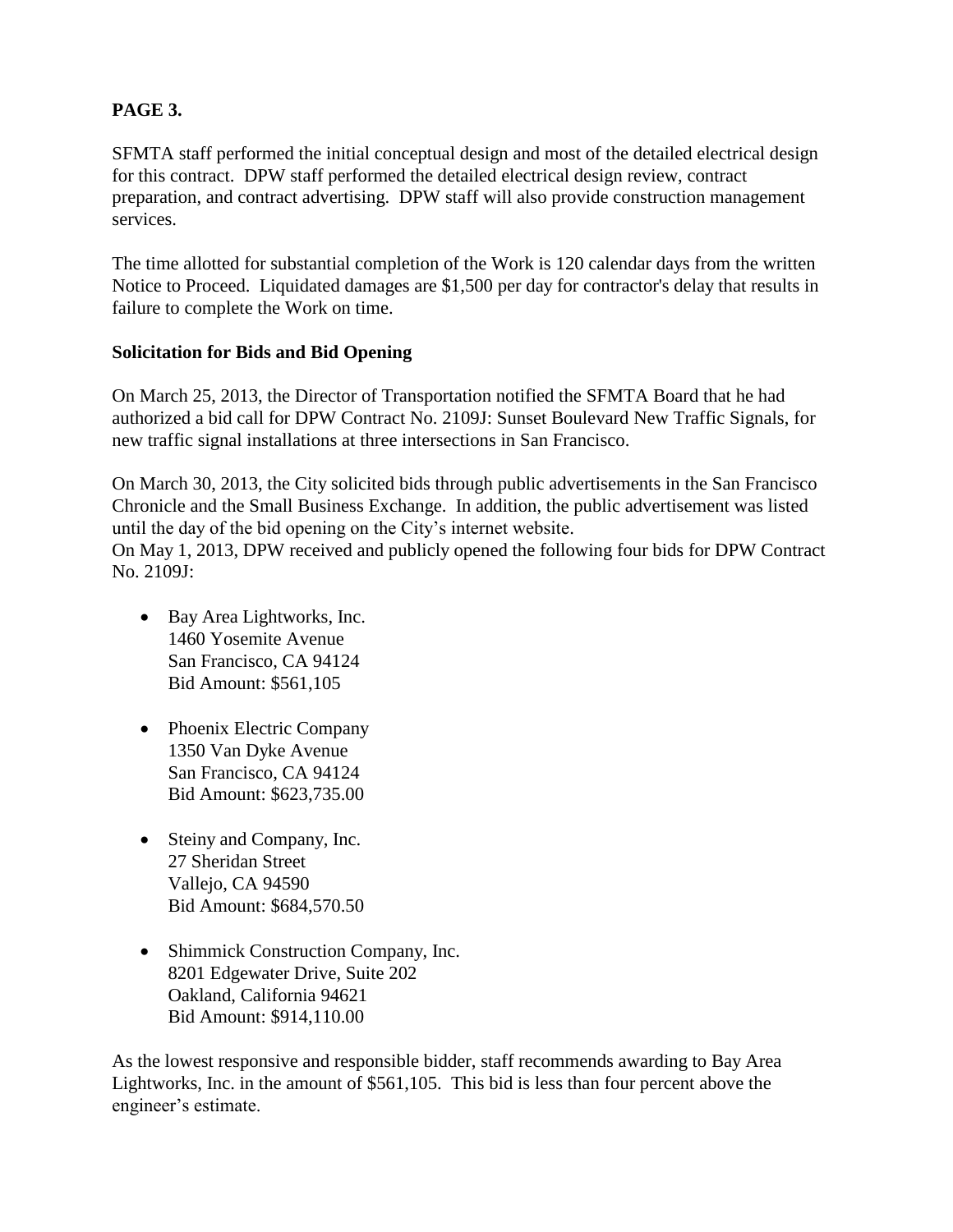**PAGE 3.**

SFMTA staff performed the initial conceptual design and most of the detailed electrical design for this contract. DPW staff performed the detailed electrical design review, contract preparation, and contract advertising. DPW staff will also provide construction management services.

The time allotted for substantial completion of the Work is 120 calendar days from the written Notice to Proceed. Liquidated damages are $1,500 per day for contractor's delay that results in failure to complete the Work on time.

**Solicitation for Bids and Bid Opening**

On March 25, 2013, the Director of Transportation notified the SFMTA Board that he had authorized a bid call for DPW Contract No. 2109J: Sunset Boulevard New Traffic Signals, for new traffic signal installations at three intersections in San Francisco.

On March 30, 2013, the City solicited bids through public advertisements in the San Francisco Chronicle and the Small Business Exchange. In addition, the public advertisement was listed until the day of the bid opening on the City's internet website.
On May 1, 2013, DPW received and publicly opened the following four bids for DPW Contract No. 2109J:

- Bay Area Lightworks, Inc.
  1460 Yosemite Avenue
  San Francisco, CA 94124
  Bid Amount: $561,105

- Phoenix Electric Company
  1350 Van Dyke Avenue
  San Francisco, CA 94124
  Bid Amount: $623,735.00

- Steiny and Company, Inc.
  27 Sheridan Street
  Vallejo, CA 94590
  Bid Amount: $684,570.50

- Shimmick Construction Company, Inc.
  8201 Edgewater Drive, Suite 202
  Oakland, California 94621
  Bid Amount: $914,110.00

As the lowest responsive and responsible bidder, staff recommends awarding to Bay Area Lightworks, Inc. in the amount of $561,105. This bid is less than four percent above the engineer's estimate.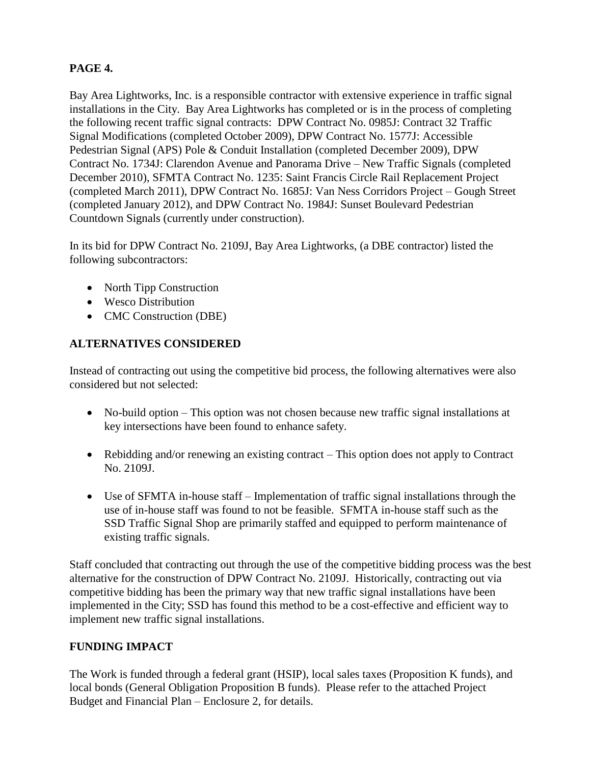**PAGE 4.**

Bay Area Lightworks, Inc. is a responsible contractor with extensive experience in traffic signal installations in the City. Bay Area Lightworks has completed or is in the process of completing the following recent traffic signal contracts: DPW Contract No. 0985J: Contract 32 Traffic Signal Modifications (completed October 2009), DPW Contract No. 1577J: Accessible Pedestrian Signal (APS) Pole & Conduit Installation (completed December 2009), DPW Contract No. 1734J: Clarendon Avenue and Panorama Drive – New Traffic Signals (completed December 2010), SFMTA Contract No. 1235: Saint Francis Circle Rail Replacement Project (completed March 2011), DPW Contract No. 1685J: Van Ness Corridors Project – Gough Street (completed January 2012), and DPW Contract No. 1984J: Sunset Boulevard Pedestrian Countdown Signals (currently under construction).

In its bid for DPW Contract No. 2109J, Bay Area Lightworks, (a DBE contractor) listed the following subcontractors:

- North Tipp Construction
- Wesco Distribution
- CMC Construction (DBE)

## ALTERNATIVES CONSIDERED

Instead of contracting out using the competitive bid process, the following alternatives were also considered but not selected:

- No-build option – This option was not chosen because new traffic signal installations at key intersections have been found to enhance safety.
- Rebidding and/or renewing an existing contract – This option does not apply to Contract No. 2109J.
- Use of SFMTA in-house staff – Implementation of traffic signal installations through the use of in-house staff was found to not be feasible. SFMTA in-house staff such as the SSD Traffic Signal Shop are primarily staffed and equipped to perform maintenance of existing traffic signals.

Staff concluded that contracting out through the use of the competitive bidding process was the best alternative for the construction of DPW Contract No. 2109J. Historically, contracting out via competitive bidding has been the primary way that new traffic signal installations have been implemented in the City; SSD has found this method to be a cost-effective and efficient way to implement new traffic signal installations.

## FUNDING IMPACT

The Work is funded through a federal grant (HSIP), local sales taxes (Proposition K funds), and local bonds (General Obligation Proposition B funds). Please refer to the attached Project Budget and Financial Plan – Enclosure 2, for details.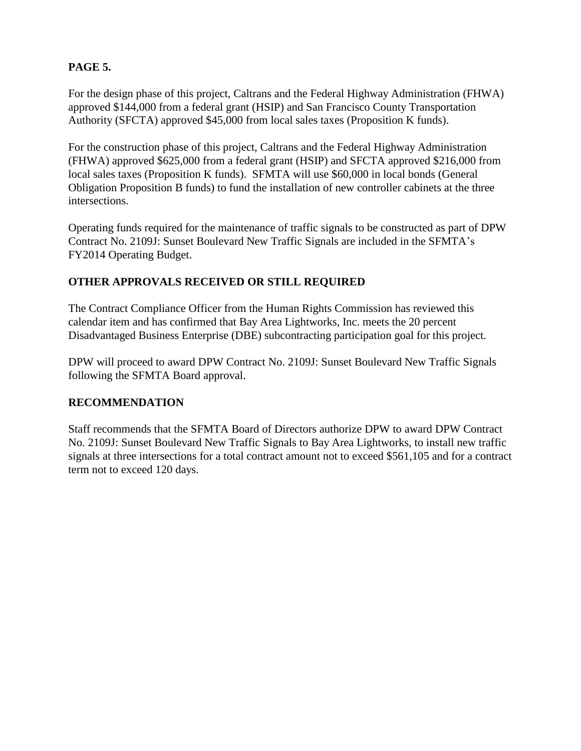**PAGE 5.**

For the design phase of this project, Caltrans and the Federal Highway Administration (FHWA) approved $144,000 from a federal grant (HSIP) and San Francisco County Transportation Authority (SFCTA) approved $45,000 from local sales taxes (Proposition K funds).

For the construction phase of this project, Caltrans and the Federal Highway Administration (FHWA) approved $625,000 from a federal grant (HSIP) and SFCTA approved $216,000 from local sales taxes (Proposition K funds). SFMTA will use $60,000 in local bonds (General Obligation Proposition B funds) to fund the installation of new controller cabinets at the three intersections.

Operating funds required for the maintenance of traffic signals to be constructed as part of DPW Contract No. 2109J: Sunset Boulevard New Traffic Signals are included in the SFMTA's FY2014 Operating Budget.

**OTHER APPROVALS RECEIVED OR STILL REQUIRED**

The Contract Compliance Officer from the Human Rights Commission has reviewed this calendar item and has confirmed that Bay Area Lightworks, Inc. meets the 20 percent Disadvantaged Business Enterprise (DBE) subcontracting participation goal for this project.

DPW will proceed to award DPW Contract No. 2109J: Sunset Boulevard New Traffic Signals following the SFMTA Board approval.

**RECOMMENDATION**

Staff recommends that the SFMTA Board of Directors authorize DPW to award DPW Contract No. 2109J: Sunset Boulevard New Traffic Signals to Bay Area Lightworks, to install new traffic signals at three intersections for a total contract amount not to exceed $561,105 and for a contract term not to exceed 120 days.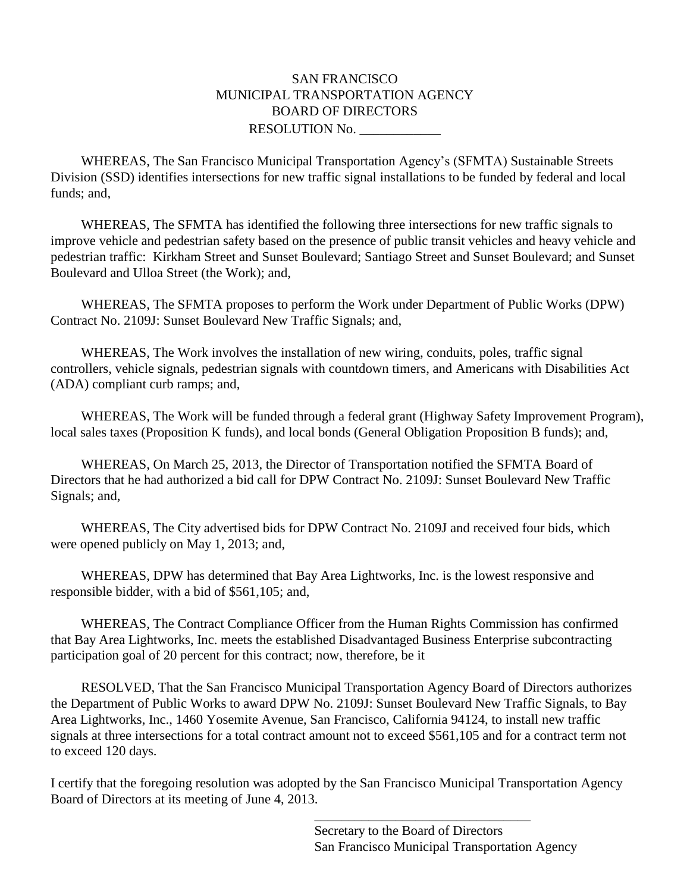SAN FRANCISCO
MUNICIPAL TRANSPORTATION AGENCY
BOARD OF DIRECTORS
RESOLUTION No. ____________

WHEREAS, The San Francisco Municipal Transportation Agency's (SFMTA) Sustainable Streets Division (SSD) identifies intersections for new traffic signal installations to be funded by federal and local funds; and,

WHEREAS, The SFMTA has identified the following three intersections for new traffic signals to improve vehicle and pedestrian safety based on the presence of public transit vehicles and heavy vehicle and pedestrian traffic: Kirkham Street and Sunset Boulevard; Santiago Street and Sunset Boulevard; and Sunset Boulevard and Ulloa Street (the Work); and,

WHEREAS, The SFMTA proposes to perform the Work under Department of Public Works (DPW) Contract No. 2109J: Sunset Boulevard New Traffic Signals; and,

WHEREAS, The Work involves the installation of new wiring, conduits, poles, traffic signal controllers, vehicle signals, pedestrian signals with countdown timers, and Americans with Disabilities Act (ADA) compliant curb ramps; and,

WHEREAS, The Work will be funded through a federal grant (Highway Safety Improvement Program), local sales taxes (Proposition K funds), and local bonds (General Obligation Proposition B funds); and,

WHEREAS, On March 25, 2013, the Director of Transportation notified the SFMTA Board of Directors that he had authorized a bid call for DPW Contract No. 2109J: Sunset Boulevard New Traffic Signals; and,

WHEREAS, The City advertised bids for DPW Contract No. 2109J and received four bids, which were opened publicly on May 1, 2013; and,

WHEREAS, DPW has determined that Bay Area Lightworks, Inc. is the lowest responsive and responsible bidder, with a bid of $561,105; and,

WHEREAS, The Contract Compliance Officer from the Human Rights Commission has confirmed that Bay Area Lightworks, Inc. meets the established Disadvantaged Business Enterprise subcontracting participation goal of 20 percent for this contract; now, therefore, be it

RESOLVED, That the San Francisco Municipal Transportation Agency Board of Directors authorizes the Department of Public Works to award DPW No. 2109J: Sunset Boulevard New Traffic Signals, to Bay Area Lightworks, Inc., 1460 Yosemite Avenue, San Francisco, California 94124, to install new traffic signals at three intersections for a total contract amount not to exceed $561,105 and for a contract term not to exceed 120 days.

I certify that the foregoing resolution was adopted by the San Francisco Municipal Transportation Agency Board of Directors at its meeting of June 4, 2013.

_________________________________
Secretary to the Board of Directors
San Francisco Municipal Transportation Agency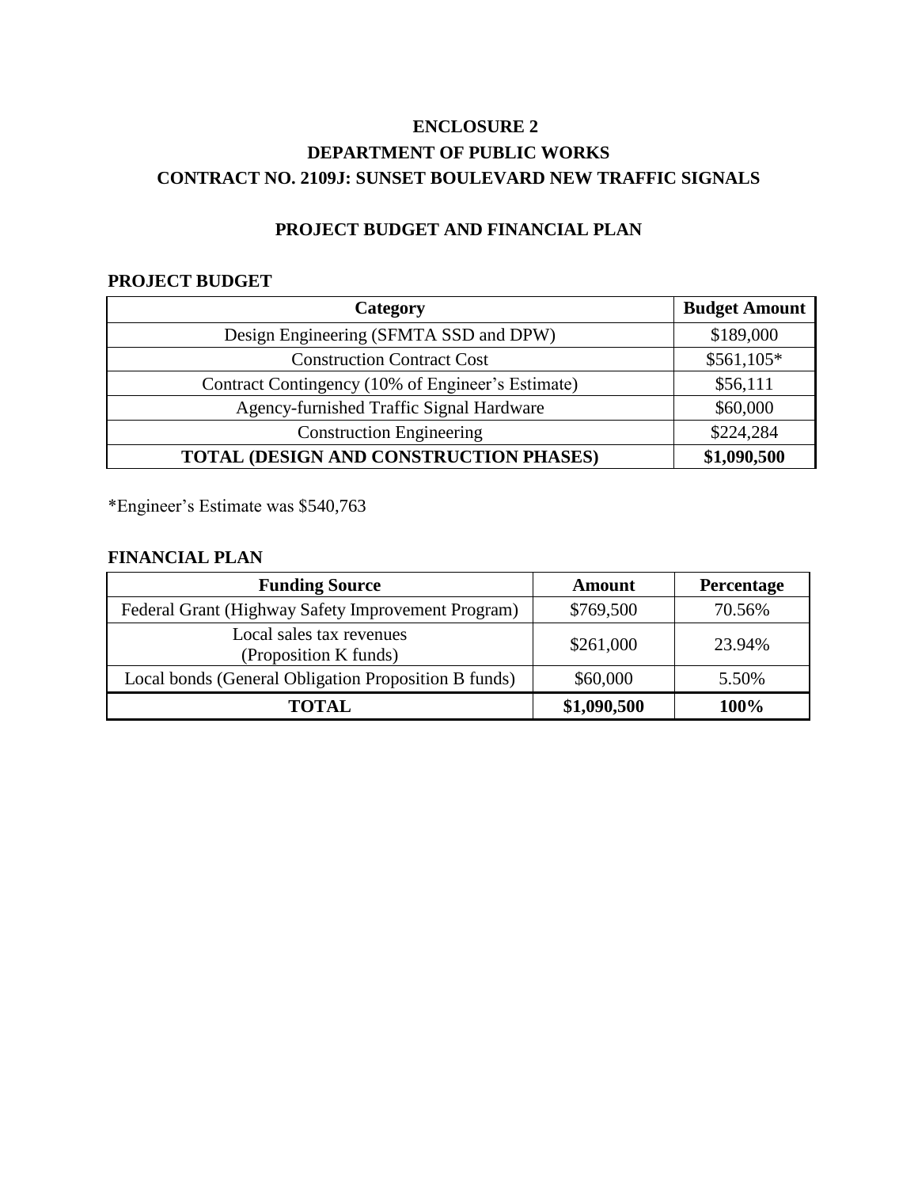# ENCLOSURE 2
# DEPARTMENT OF PUBLIC WORKS
# CONTRACT NO. 2109J: SUNSET BOULEVARD NEW TRAFFIC SIGNALS

## PROJECT BUDGET AND FINANCIAL PLAN

### PROJECT BUDGET

| Category | Budget Amount |
|---|---|
| Design Engineering (SFMTA SSD and DPW) | $189,000 |
| Construction Contract Cost | $561,105* |
| Contract Contingency (10% of Engineer's Estimate) | $56,111 |
| Agency-furnished Traffic Signal Hardware | $60,000 |
| Construction Engineering | $224,284 |
| **TOTAL (DESIGN AND CONSTRUCTION PHASES)** | **$1,090,500** |

*Engineer's Estimate was $540,763

### FINANCIAL PLAN

| Funding Source | Amount | Percentage |
|---|---|---|
| Federal Grant (Highway Safety Improvement Program) | $769,500 | 70.56% |
| Local sales tax revenues (Proposition K funds) | $261,000 | 23.94% |
| Local bonds (General Obligation Proposition B funds) | $60,000 | 5.50% |
| **TOTAL** | **$1,090,500** | **100%** |